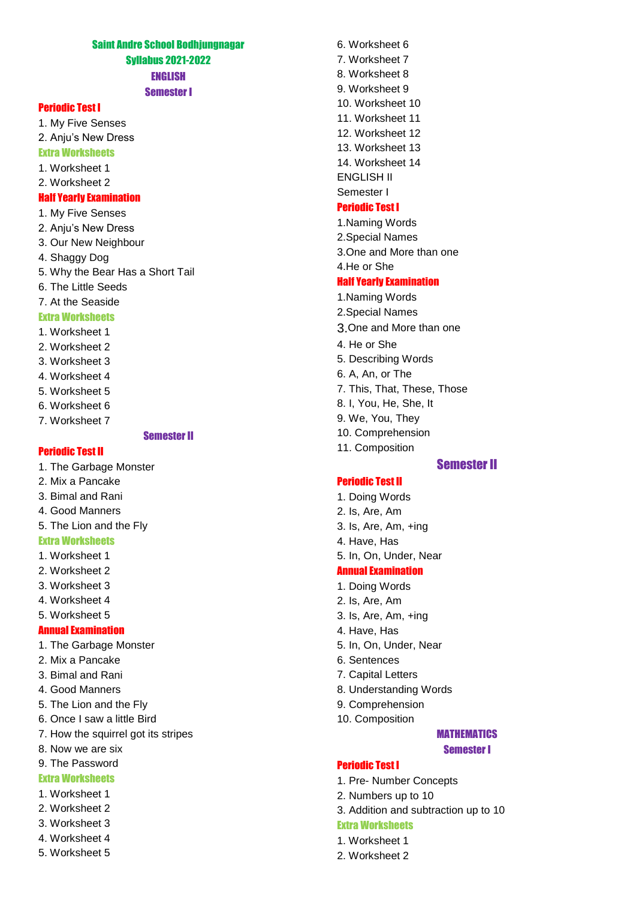# Saint Andre School Bodhjungnagar

## Syllabus 2021-2022

## ENGLISH

### Semester I

#### Periodic Test I

1. My Five Senses
2. Anju's New Dress

#### Extra Worksheets

1. Worksheet 1
2. Worksheet 2

#### Half Yearly Examination

1. My Five Senses
2. Anju's New Dress
3. Our New Neighbour
4. Shaggy Dog
5. Why the Bear Has a Short Tail
6. The Little Seeds
7. At the Seaside

#### Extra Worksheets

1. Worksheet 1
2. Worksheet 2
3. Worksheet 3
4. Worksheet 4
5. Worksheet 5
6. Worksheet 6
7. Worksheet 7

### Semester II

#### Periodic Test II

1. The Garbage Monster
2. Mix a Pancake
3. Bimal and Rani
4. Good Manners
5. The Lion and the Fly

#### Extra Worksheets

1. Worksheet 1
2. Worksheet 2
3. Worksheet 3
4. Worksheet 4
5. Worksheet 5

#### Annual Examination

1. The Garbage Monster
2. Mix a Pancake
3. Bimal and Rani
4. Good Manners
5. The Lion and the Fly
6. Once I saw a little Bird
7. How the squirrel got its stripes
8. Now we are six
9. The Password

#### Extra Worksheets

1. Worksheet 1
2. Worksheet 2
3. Worksheet 3
4. Worksheet 4
5. Worksheet 5
6. Worksheet 6
7. Worksheet 7
8. Worksheet 8
9. Worksheet 9
10. Worksheet 10
11. Worksheet 11
12. Worksheet 12
13. Worksheet 13
14. Worksheet 14

ENGLISH II

Semester I

#### Periodic Test I

1. Naming Words
2. Special Names
3. One and More than one
4. He or She

#### Half Yearly Examination

1. Naming Words
2. Special Names
3. One and More than one
4. He or She
5. Describing Words
6. A, An, or The
7. This, That, These, Those
8. I, You, He, She, It
9. We, You, They
10. Comprehension
11. Composition

### Semester II

#### Periodic Test II

1. Doing Words
2. Is, Are, Am
3. Is, Are, Am, +ing
4. Have, Has
5. In, On, Under, Near

#### Annual Examination

1. Doing Words
2. Is, Are, Am
3. Is, Are, Am, +ing
4. Have, Has
5. In, On, Under, Near
6. Sentences
7. Capital Letters
8. Understanding Words
9. Comprehension
10. Composition

## MATHEMATICS

### Semester I

#### Periodic Test I

1. Pre- Number Concepts
2. Numbers up to 10
3. Addition and subtraction up to 10

#### Extra Worksheets

1. Worksheet 1
2. Worksheet 2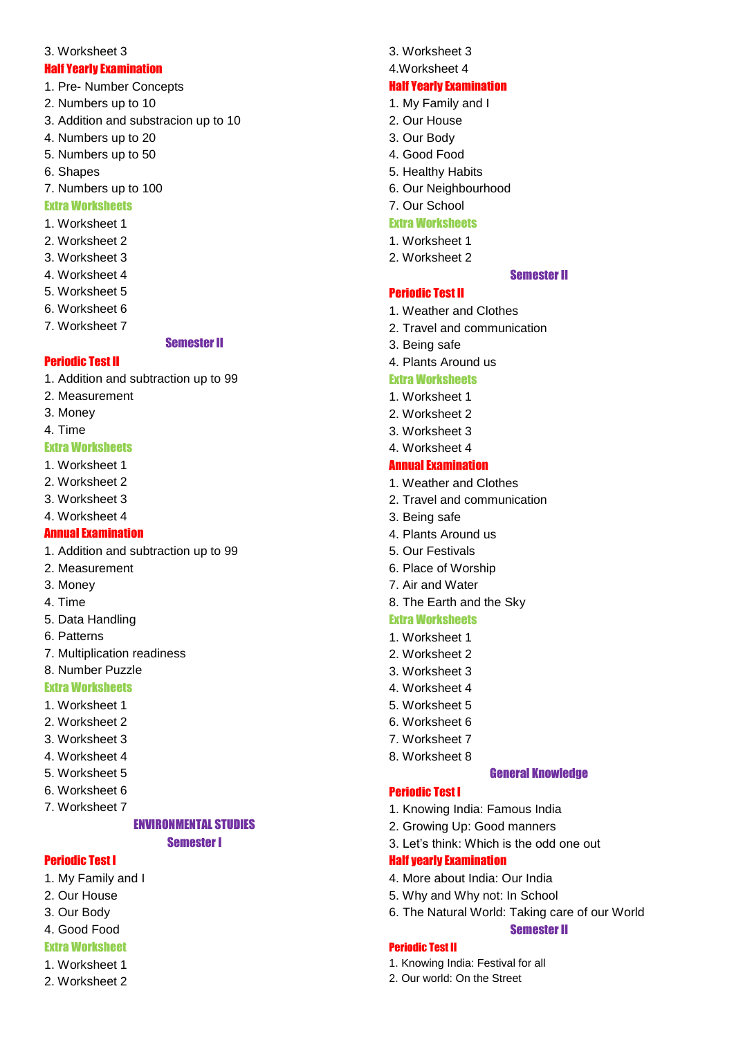3. Worksheet 3

### Half Yearly Examination

1. Pre- Number Concepts
2. Numbers up to 10
3. Addition and substracion up to 10
4. Numbers up to 20
5. Numbers up to 50
6. Shapes
7. Numbers up to 100

### Extra Worksheets

1. Worksheet 1
2. Worksheet 2
3. Worksheet 3
4. Worksheet 4
5. Worksheet 5
6. Worksheet 6
7. Worksheet 7

## Semester II

### Periodic Test II

1. Addition and subtraction up to 99
2. Measurement
3. Money
4. Time

### Extra Worksheets

1. Worksheet 1
2. Worksheet 2
3. Worksheet 3
4. Worksheet 4

### Annual Examination

1. Addition and subtraction up to 99
2. Measurement
3. Money
4. Time
5. Data Handling
6. Patterns
7. Multiplication readiness
8. Number Puzzle

### Extra Worksheets

1. Worksheet 1
2. Worksheet 2
3. Worksheet 3
4. Worksheet 4
5. Worksheet 5
6. Worksheet 6
7. Worksheet 7

# ENVIRONMENTAL STUDIES

## Semester I

### Periodic Test I

1. My Family and I
2. Our House
3. Our Body
4. Good Food

### Extra Worksheet

1. Worksheet 1
2. Worksheet 2
3. Worksheet 3
4. Worksheet 4

### Half Yearly Examination

1. My Family and I
2. Our House
3. Our Body
4. Good Food
5. Healthy Habits
6. Our Neighbourhood
7. Our School

### Extra Worksheets

1. Worksheet 1
2. Worksheet 2

## Semester II

### Periodic Test II

1. Weather and Clothes
2. Travel and communication
3. Being safe
4. Plants Around us

### Extra Worksheets

1. Worksheet 1
2. Worksheet 2
3. Worksheet 3
4. Worksheet 4

### Annual Examination

1. Weather and Clothes
2. Travel and communication
3. Being safe
4. Plants Around us
5. Our Festivals
6. Place of Worship
7. Air and Water
8. The Earth and the Sky

### Extra Worksheets

1. Worksheet 1
2. Worksheet 2
3. Worksheet 3
4. Worksheet 4
5. Worksheet 5
6. Worksheet 6
7. Worksheet 7
8. Worksheet 8

# General Knowledge

### Periodic Test I

1. Knowing India: Famous India
2. Growing Up: Good manners
3. Let's think: Which is the odd one out

### Half yearly Examination

4. More about India: Our India
5. Why and Why not: In School
6. The Natural World: Taking care of our World

## Semester II

### Periodic Test II

1. Knowing India: Festival for all
2. Our world: On the Street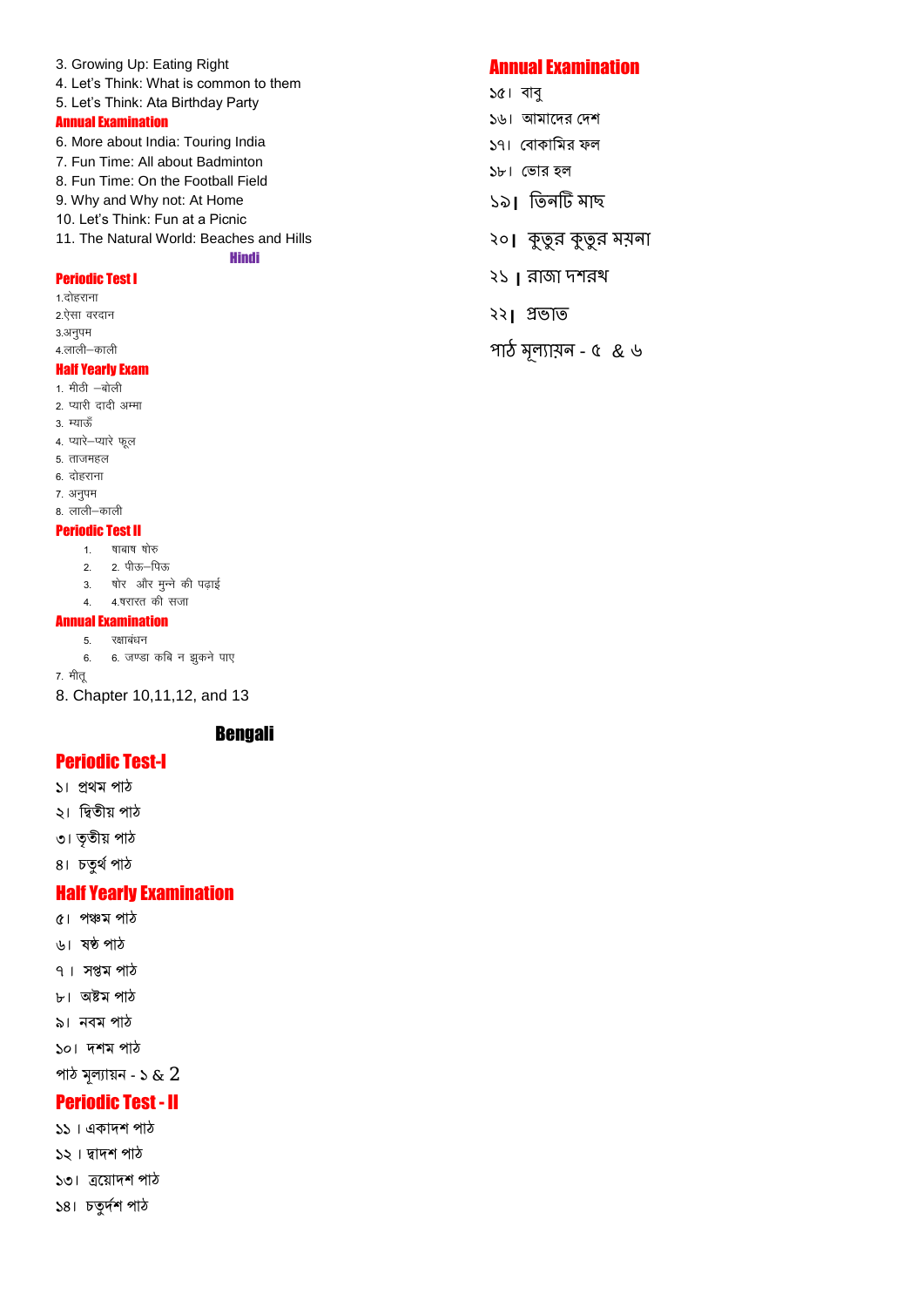3. Growing Up: Eating Right
4. Let's Think: What is common to them
5. Let's Think: Ata Birthday Party

**Annual Examination**

6. More about India: Touring India
7. Fun Time: All about Badminton
8. Fun Time: On the Football Field
9. Why and Why not: At Home
10. Let's Think: Fun at a Picnic
11. The Natural World: Beaches and Hills

## Hindi

**Periodic Test I**

1.दोहराना
2.ऐसा वरदान
3.अनुपम
4.लाली–काली

**Half Yearly Exam**

1. मीठी –बोली
2. प्यारी दादी अम्मा
3. म्याऊँ
4. प्यारे–प्यारे फूल
5. ताजमहल
6. दोहराना
7. अनुपम
8. लाली–काली

**Periodic Test II**

1. षाबाष षोरु
2. 2. पीऊ–पिऊ
3. षोर और मुन्ने की पढ़ाई
4. 4.षरारत की सजा

**Annual Examination**

5. रक्षाबंधन
6. 6. जण्डा कबि न झुकने पाए

7. मीतू
8. Chapter 10,11,12, and 13

## Bengali

**Periodic Test-I**

১। প্রথম পাঠ
২। দ্বিতীয় পাঠ
৩। তৃতীয় পাঠ
৪। চতুর্থ পাঠ

**Half Yearly Examination**

৫। পঞ্চম পাঠ
৬। ষষ্ঠ পাঠ
৭। সপ্তম পাঠ
৮। অষ্টম পাঠ
৯। নবম পাঠ
১০। দশম পাঠ
পাঠ মূল্যায়ন - ১ & 2

**Periodic Test - II**

১১ । একাদশ পাঠ
১২ । দ্বাদশ পাঠ
১৩। ত্রয়োদশ পাঠ
১৪। চতুর্দশ পাঠ

**Annual Examination**

১৫। বাবু
১৬। আমাদের দেশ
১৭। বোকামির ফল
১৮। ভোর হল
১৯। তিনটি মাছ
২০। কুতুর কুতুর ময়না
২১ । রাজা দশরথ
২২। প্রভাত
পাঠ মূল্যায়ন - ৫ & ৬